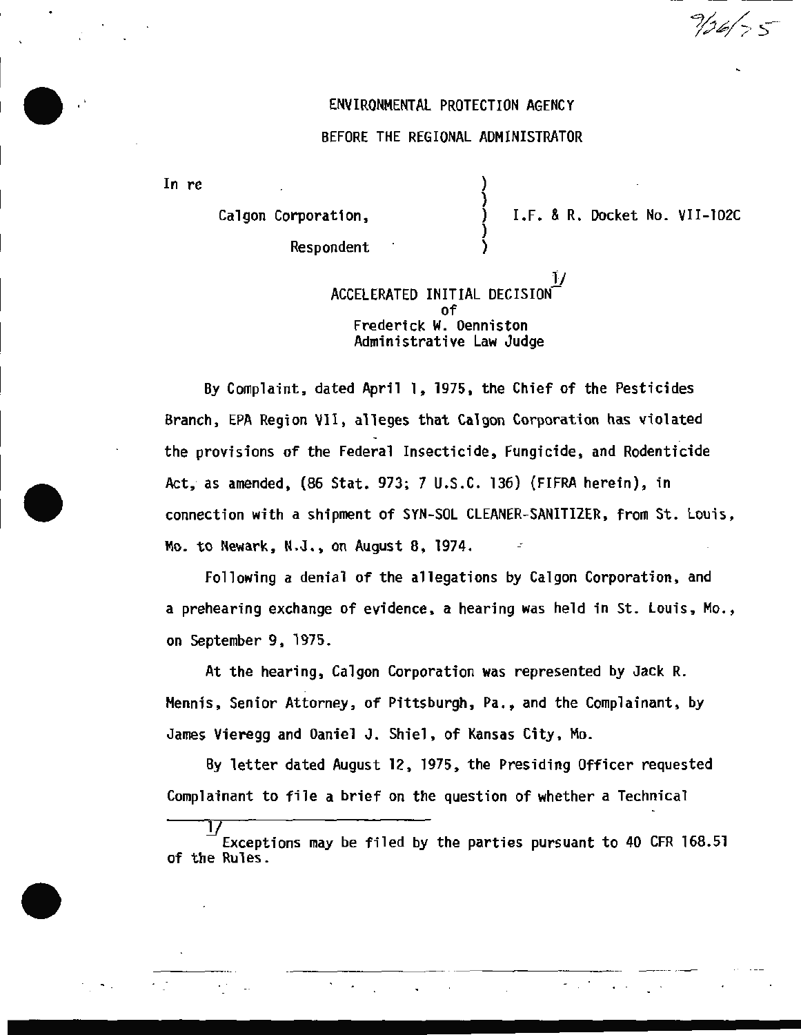9/26/75

ENVIRONMENTAL PROTECTION AGENCY

BEFORE THE REGIONAL ADMINISTRATOR

In re

Calgon Corporation,

Respondent

I.F. & R. Docket No. VII-102C

ACCELERATED INITIAL DECISION[1/]
of
Frederick W. Denniston
Administrative Law Judge

By Complaint, dated April 1, 1975, the Chief of the Pesticides Branch, EPA Region VII, alleges that Calgon Corporation has violated the provisions of the Federal Insecticide, Fungicide, and Rodenticide Act, as amended, (86 Stat. 973; 7 U.S.C. 136) (FIFRA herein), in connection with a shipment of SYN-SOL CLEANER-SANITIZER, from St. Louis, Mo. to Newark, N.J., on August 8, 1974.

Following a denial of the allegations by Calgon Corporation, and a prehearing exchange of evidence, a hearing was held in St. Louis, Mo., on September 9, 1975.

At the hearing, Calgon Corporation was represented by Jack R. Mennis, Senior Attorney, of Pittsburgh, Pa., and the Complainant, by James Vieregg and Daniel J. Shiel, of Kansas City, Mo.

By letter dated August 12, 1975, the Presiding Officer requested Complainant to file a brief on the question of whether a Technical

---

[1/] Exceptions may be filed by the parties pursuant to 40 CFR 168.51 of the Rules.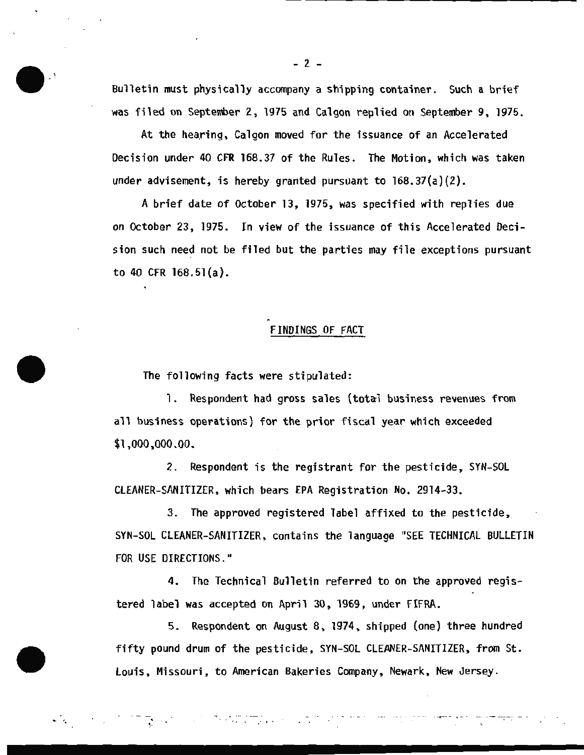Bulletin must physically accompany a shipping container. Such a brief was filed on September 2, 1975 and Calgon replied on September 9, 1975.

At the hearing, Calgon moved for the issuance of an Accelerated Decision under 40 CFR 168.37 of the Rules. The Motion, which was taken under advisement, is hereby granted pursuant to 168.37(a)(2).

A brief date of October 13, 1975, was specified with replies due on October 23, 1975. In view of the issuance of this Accelerated Decision such need not be filed but the parties may file exceptions pursuant to 40 CFR 168.51(a).

## FINDINGS OF FACT

The following facts were stipulated:

1. Respondent had gross sales (total business revenues from all business operations) for the prior fiscal year which exceeded $1,000,000.00.

2. Respondent is the registrant for the pesticide, SYN-SOL CLEANER-SANITIZER, which bears EPA Registration No. 2914-33.

3. The approved registered label affixed to the pesticide, SYN-SOL CLEANER-SANITIZER, contains the language "SEE TECHNICAL BULLETIN FOR USE DIRECTIONS."

4. The Technical Bulletin referred to on the approved registered label was accepted on April 30, 1969, under FIFRA.

5. Respondent on August 8, 1974, shipped (one) three hundred fifty pound drum of the pesticide, SYN-SOL CLEANER-SANITIZER, from St. Louis, Missouri, to American Bakeries Company, Newark, New Jersey.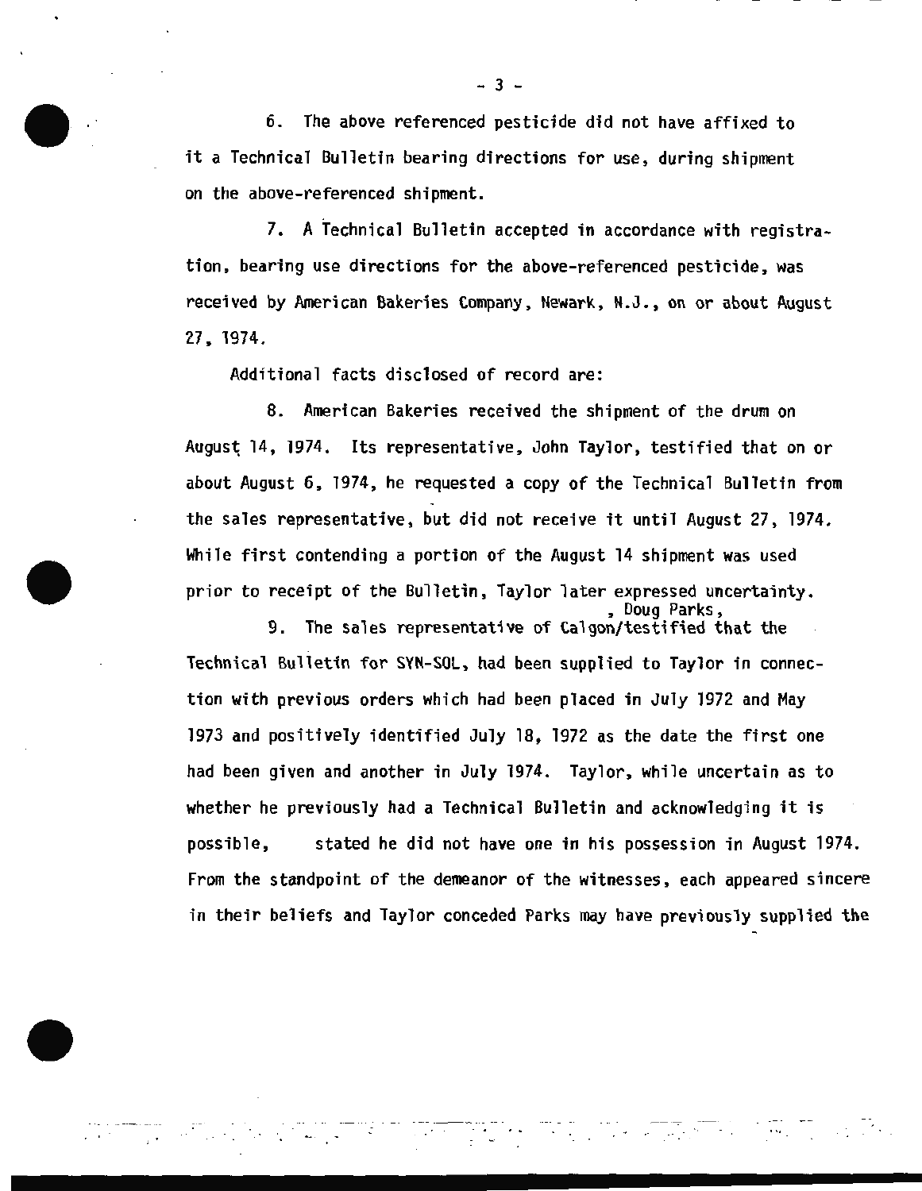6. The above referenced pesticide did not have affixed to it a Technical Bulletin bearing directions for use, during shipment on the above-referenced shipment.

7. A Technical Bulletin accepted in accordance with registration, bearing use directions for the above-referenced pesticide, was received by American Bakeries Company, Newark, N.J., on or about August 27, 1974.

Additional facts disclosed of record are:

8. American Bakeries received the shipment of the drum on August 14, 1974. Its representative, John Taylor, testified that on or about August 6, 1974, he requested a copy of the Technical Bulletin from the sales representative, but did not receive it until August 27, 1974. While first contending a portion of the August 14 shipment was used prior to receipt of the Bulletin, Taylor later expressed uncertainty.

9. The sales representative of Calgon, Doug Parks, testified that the Technical Bulletin for SYN-SOL, had been supplied to Taylor in connection with previous orders which had been placed in July 1972 and May 1973 and positively identified July 18, 1972 as the date the first one had been given and another in July 1974. Taylor, while uncertain as to whether he previously had a Technical Bulletin and acknowledging it is possible, stated he did not have one in his possession in August 1974. From the standpoint of the demeanor of the witnesses, each appeared sincere in their beliefs and Taylor conceded Parks may have previously supplied the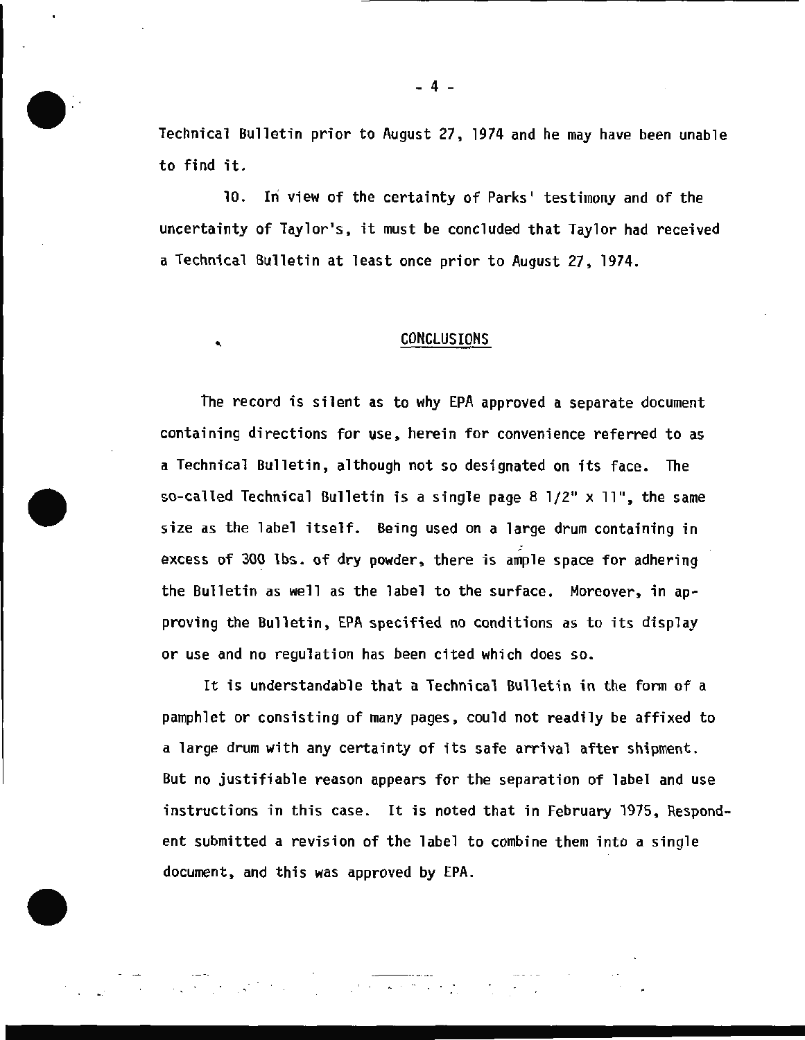Technical Bulletin prior to August 27, 1974 and he may have been unable to find it.

10. In view of the certainty of Parks' testimony and of the uncertainty of Taylor's, it must be concluded that Taylor had received a Technical Bulletin at least once prior to August 27, 1974.

## CONCLUSIONS

The record is silent as to why EPA approved a separate document containing directions for use, herein for convenience referred to as a Technical Bulletin, although not so designated on its face. The so-called Technical Bulletin is a single page 8 1/2" x 11", the same size as the label itself. Being used on a large drum containing in excess of 300 lbs. of dry powder, there is ample space for adhering the Bulletin as well as the label to the surface. Moreover, in approving the Bulletin, EPA specified no conditions as to its display or use and no regulation has been cited which does so.

It is understandable that a Technical Bulletin in the form of a pamphlet or consisting of many pages, could not readily be affixed to a large drum with any certainty of its safe arrival after shipment. But no justifiable reason appears for the separation of label and use instructions in this case. It is noted that in February 1975, Respondent submitted a revision of the label to combine them into a single document, and this was approved by EPA.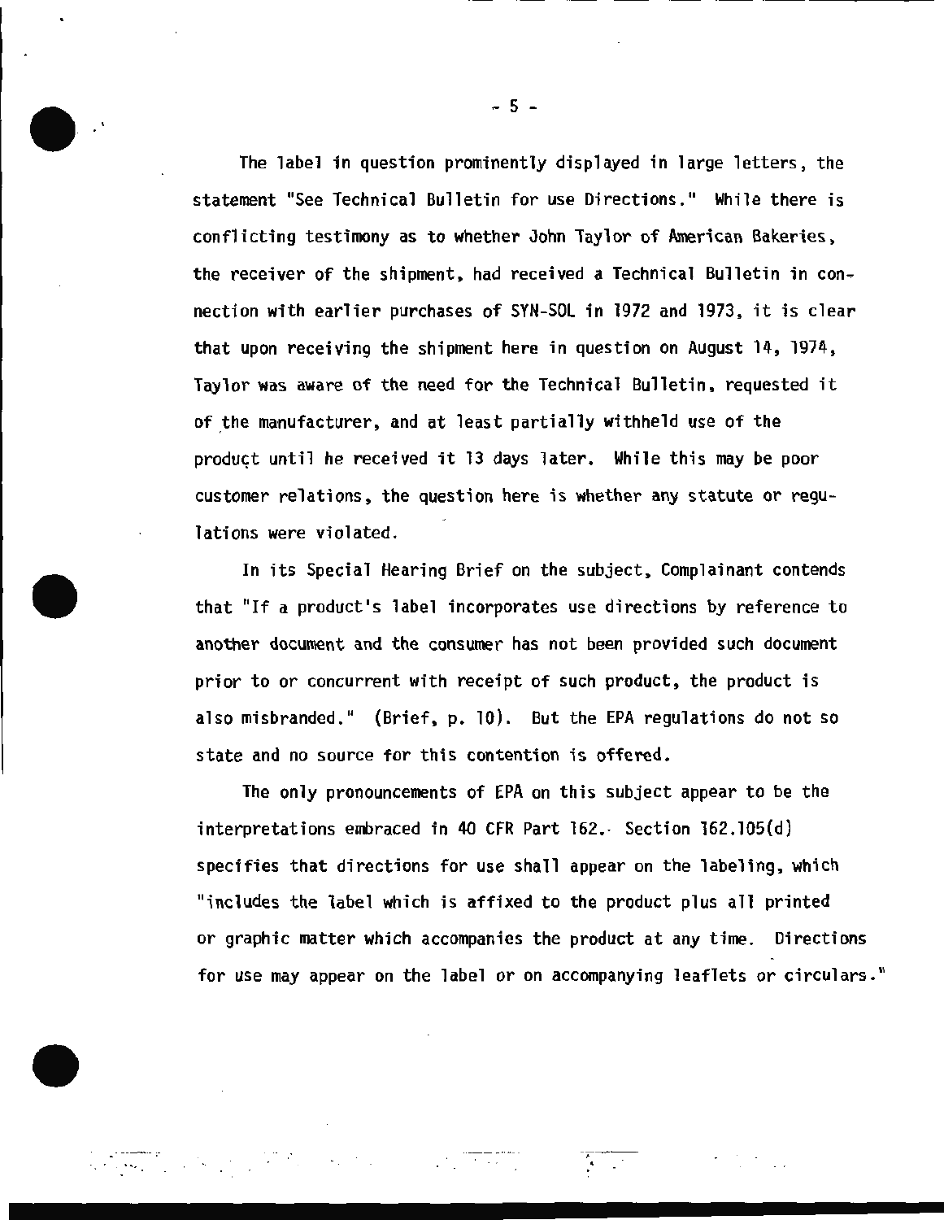The label in question prominently displayed in large letters, the statement "See Technical Bulletin for use Directions." While there is conflicting testimony as to whether John Taylor of American Bakeries, the receiver of the shipment, had received a Technical Bulletin in connection with earlier purchases of SYN-SOL in 1972 and 1973, it is clear that upon receiving the shipment here in question on August 14, 1974, Taylor was aware of the need for the Technical Bulletin, requested it of the manufacturer, and at least partially withheld use of the product until he received it 13 days later. While this may be poor customer relations, the question here is whether any statute or regulations were violated.

In its Special Hearing Brief on the subject, Complainant contends that "If a product's label incorporates use directions by reference to another document and the consumer has not been provided such document prior to or concurrent with receipt of such product, the product is also misbranded." (Brief, p. 10). But the EPA regulations do not so state and no source for this contention is offered.

The only pronouncements of EPA on this subject appear to be the interpretations embraced in 40 CFR Part 162. Section 162.105(d) specifies that directions for use shall appear on the labeling, which "includes the label which is affixed to the product plus all printed or graphic matter which accompanies the product at any time. Directions for use may appear on the label or on accompanying leaflets or circulars."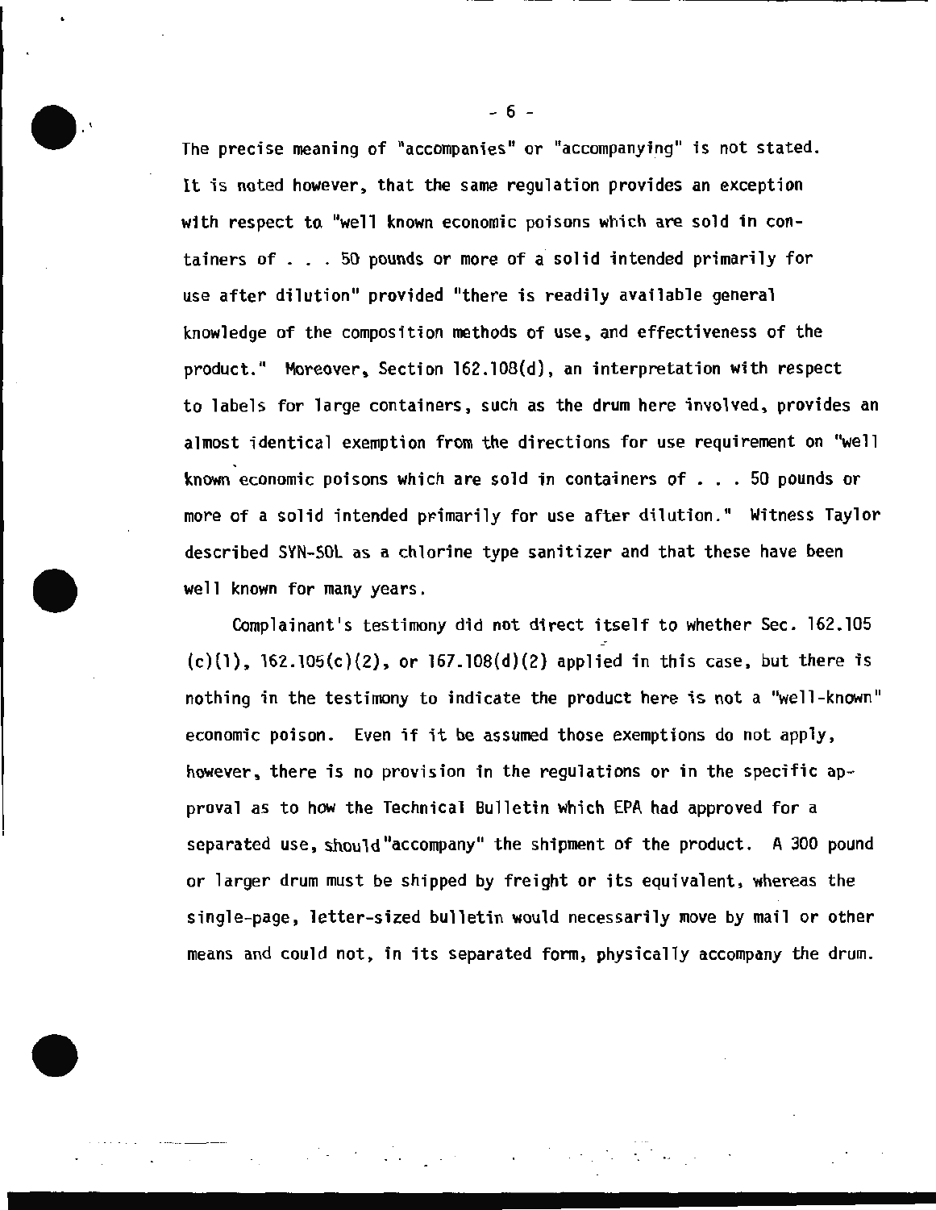The precise meaning of "accompanies" or "accompanying" is not stated. It is noted however, that the same regulation provides an exception with respect to "well known economic poisons which are sold in containers of . . . 50 pounds or more of a solid intended primarily for use after dilution" provided "there is readily available general knowledge of the composition methods of use, and effectiveness of the product." Moreover, Section 162.108(d), an interpretation with respect to labels for large containers, such as the drum here involved, provides an almost identical exemption from the directions for use requirement on "well known economic poisons which are sold in containers of . . . 50 pounds or more of a solid intended primarily for use after dilution." Witness Taylor described SYN-SOL as a chlorine type sanitizer and that these have been well known for many years.

Complainant's testimony did not direct itself to whether Sec. 162.105 (c)(1), 162.105(c)(2), or 167.108(d)(2) applied in this case, but there is nothing in the testimony to indicate the product here is not a "well-known" economic poison. Even if it be assumed those exemptions do not apply, however, there is no provision in the regulations or in the specific approval as to how the Technical Bulletin which EPA had approved for a separated use, should "accompany" the shipment of the product. A 300 pound or larger drum must be shipped by freight or its equivalent, whereas the single-page, letter-sized bulletin would necessarily move by mail or other means and could not, in its separated form, physically accompany the drum.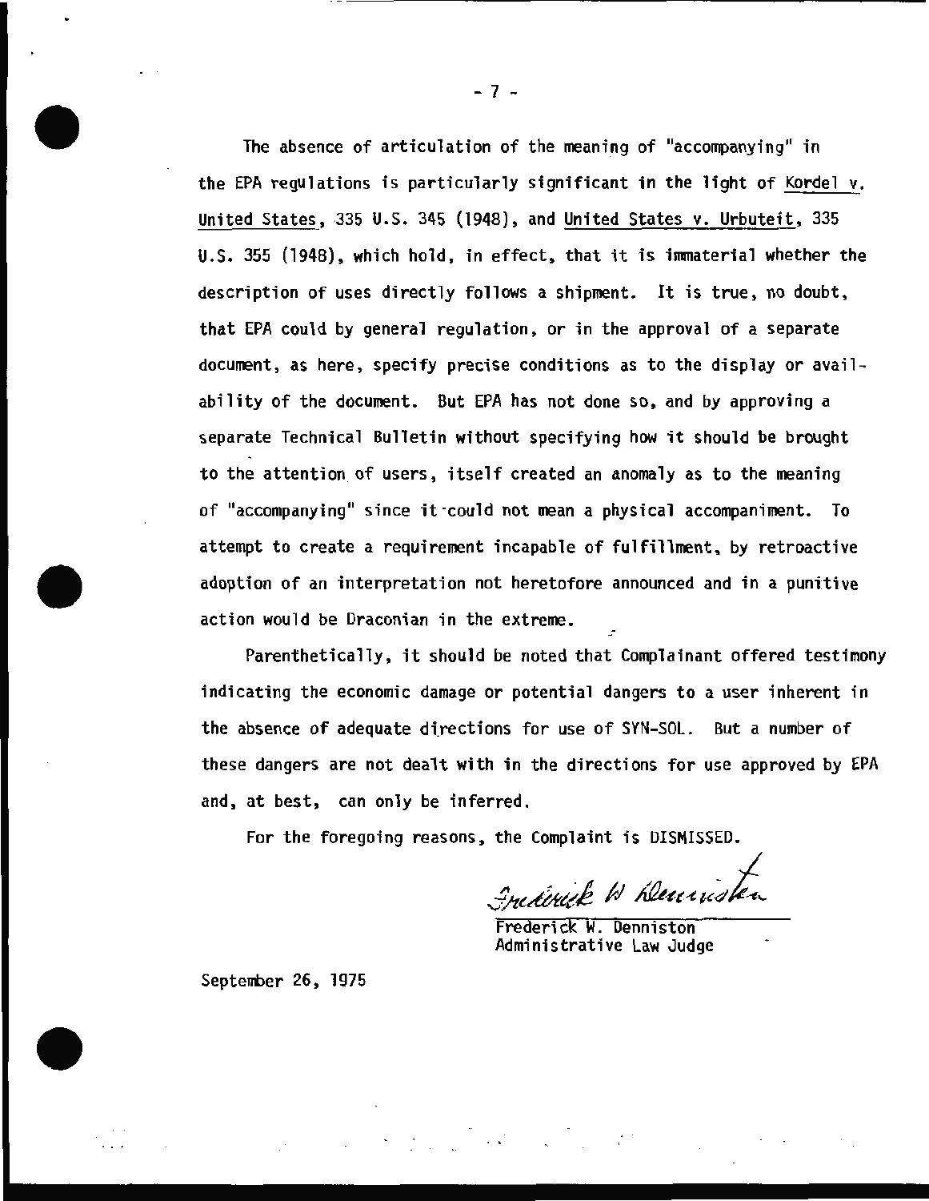The absence of articulation of the meaning of "accompanying" in the EPA regulations is particularly significant in the light of Kordel v. United States, 335 U.S. 345 (1948), and United States v. Urbuteit, 335 U.S. 355 (1948), which hold, in effect, that it is immaterial whether the description of uses directly follows a shipment. It is true, no doubt, that EPA could by general regulation, or in the approval of a separate document, as here, specify precise conditions as to the display or availability of the document. But EPA has not done so, and by approving a separate Technical Bulletin without specifying how it should be brought to the attention of users, itself created an anomaly as to the meaning of "accompanying" since it could not mean a physical accompaniment. To attempt to create a requirement incapable of fulfillment, by retroactive adoption of an interpretation not heretofore announced and in a punitive action would be Draconian in the extreme.

Parenthetically, it should be noted that Complainant offered testimony indicating the economic damage or potential dangers to a user inherent in the absence of adequate directions for use of SYN-SOL. But a number of these dangers are not dealt with in the directions for use approved by EPA and, at best, can only be inferred.

For the foregoing reasons, the Complaint is DISMISSED.

Frederick W. Denniston
Administrative Law Judge

September 26, 1975